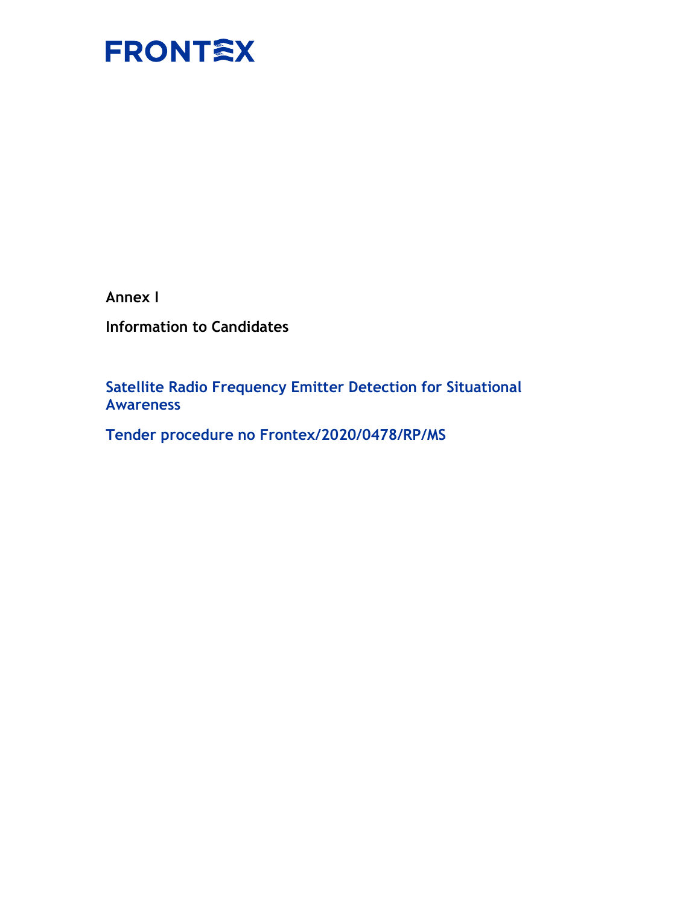FRONTEX

**Annex I**

**Information to Candidates**

## Satellite Radio Frequency Emitter Detection for Situational Awareness

## Tender procedure no Frontex/2020/0478/RP/MS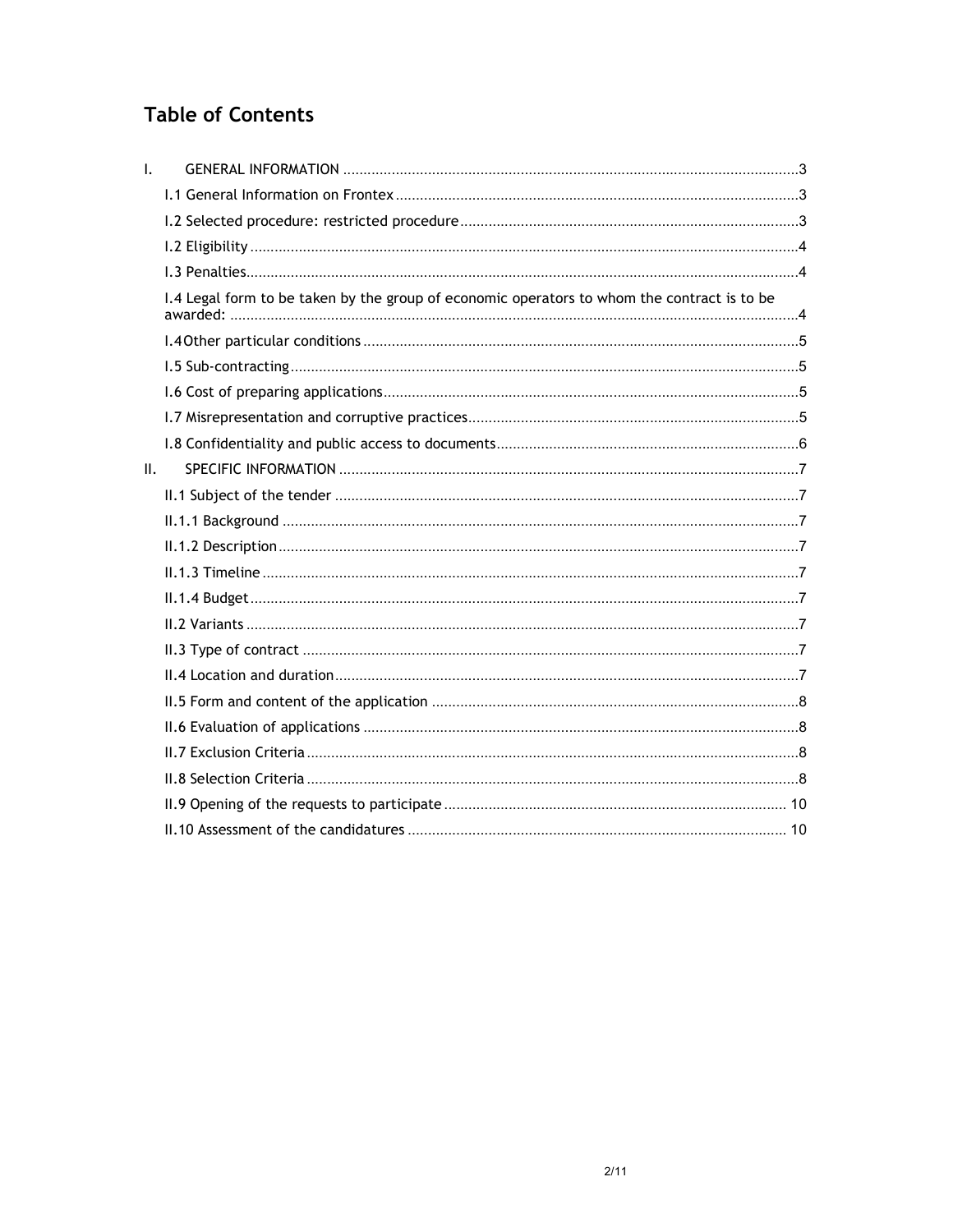# Table of Contents

- I. GENERAL INFORMATION ... 3
  - I.1 General Information on Frontex ... 3
  - I.2 Selected procedure: restricted procedure ... 3
  - I.2 Eligibility ... 4
  - I.3 Penalties ... 4
  - I.4 Legal form to be taken by the group of economic operators to whom the contract is to be awarded: ... 4
  - I.4 Other particular conditions ... 5
  - I.5 Sub-contracting ... 5
  - I.6 Cost of preparing applications ... 5
  - I.7 Misrepresentation and corruptive practices ... 5
  - I.8 Confidentiality and public access to documents ... 6
- II. SPECIFIC INFORMATION ... 7
  - II.1 Subject of the tender ... 7
  - II.1.1 Background ... 7
  - II.1.2 Description ... 7
  - II.1.3 Timeline ... 7
  - II.1.4 Budget ... 7
  - II.2 Variants ... 7
  - II.3 Type of contract ... 7
  - II.4 Location and duration ... 7
  - II.5 Form and content of the application ... 8
  - II.6 Evaluation of applications ... 8
  - II.7 Exclusion Criteria ... 8
  - II.8 Selection Criteria ... 8
  - II.9 Opening of the requests to participate ... 10
  - II.10 Assessment of the candidatures ... 10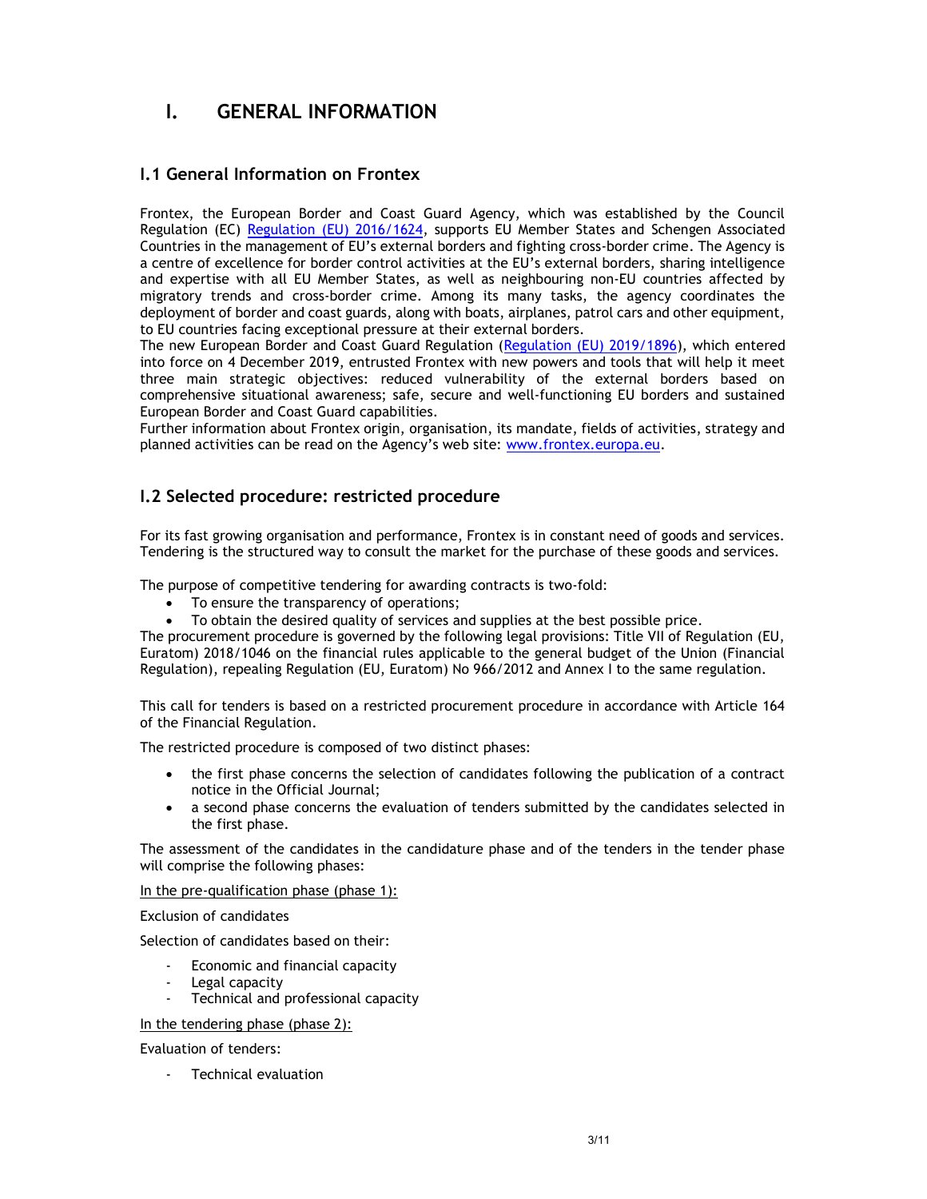# I. GENERAL INFORMATION

## I.1 General Information on Frontex

Frontex, the European Border and Coast Guard Agency, which was established by the Council Regulation (EC) [Regulation (EU) 2016/1624](), supports EU Member States and Schengen Associated Countries in the management of EU's external borders and fighting cross-border crime. The Agency is a centre of excellence for border control activities at the EU's external borders, sharing intelligence and expertise with all EU Member States, as well as neighbouring non-EU countries affected by migratory trends and cross-border crime. Among its many tasks, the agency coordinates the deployment of border and coast guards, along with boats, airplanes, patrol cars and other equipment, to EU countries facing exceptional pressure at their external borders.
The new European Border and Coast Guard Regulation ([Regulation (EU) 2019/1896]()), which entered into force on 4 December 2019, entrusted Frontex with new powers and tools that will help it meet three main strategic objectives: reduced vulnerability of the external borders based on comprehensive situational awareness; safe, secure and well-functioning EU borders and sustained European Border and Coast Guard capabilities.
Further information about Frontex origin, organisation, its mandate, fields of activities, strategy and planned activities can be read on the Agency's web site: [www.frontex.europa.eu]().

## I.2 Selected procedure: restricted procedure

For its fast growing organisation and performance, Frontex is in constant need of goods and services. Tendering is the structured way to consult the market for the purchase of these goods and services.

The purpose of competitive tendering for awarding contracts is two-fold:

- To ensure the transparency of operations;
- To obtain the desired quality of services and supplies at the best possible price.

The procurement procedure is governed by the following legal provisions: Title VII of Regulation (EU, Euratom) 2018/1046 on the financial rules applicable to the general budget of the Union (Financial Regulation), repealing Regulation (EU, Euratom) No 966/2012 and Annex I to the same regulation.

This call for tenders is based on a restricted procurement procedure in accordance with Article 164 of the Financial Regulation.

The restricted procedure is composed of two distinct phases:

- the first phase concerns the selection of candidates following the publication of a contract notice in the Official Journal;
- a second phase concerns the evaluation of tenders submitted by the candidates selected in the first phase.

The assessment of the candidates in the candidature phase and of the tenders in the tender phase will comprise the following phases:

<u>In the pre-qualification phase (phase 1):</u>

Exclusion of candidates

Selection of candidates based on their:

- Economic and financial capacity
- Legal capacity
- Technical and professional capacity

<u>In the tendering phase (phase 2):</u>

Evaluation of tenders:

- Technical evaluation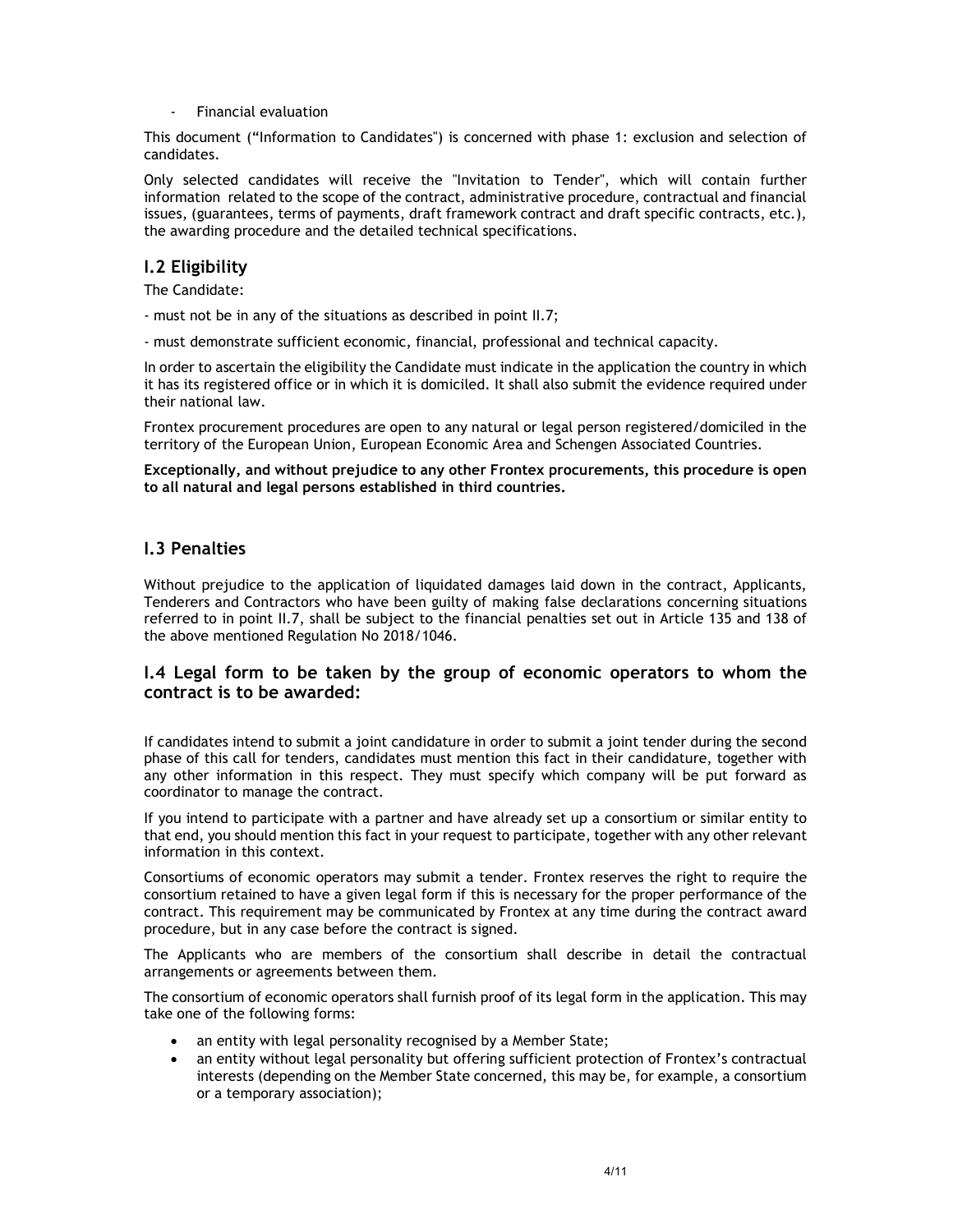- Financial evaluation

This document ("Information to Candidates") is concerned with phase 1: exclusion and selection of candidates.

Only selected candidates will receive the "Invitation to Tender", which will contain further information related to the scope of the contract, administrative procedure, contractual and financial issues, (guarantees, terms of payments, draft framework contract and draft specific contracts, etc.), the awarding procedure and the detailed technical specifications.

## I.2 Eligibility

The Candidate:

- must not be in any of the situations as described in point II.7;

- must demonstrate sufficient economic, financial, professional and technical capacity.

In order to ascertain the eligibility the Candidate must indicate in the application the country in which it has its registered office or in which it is domiciled. It shall also submit the evidence required under their national law.

Frontex procurement procedures are open to any natural or legal person registered/domiciled in the territory of the European Union, European Economic Area and Schengen Associated Countries.

**Exceptionally, and without prejudice to any other Frontex procurements, this procedure is open to all natural and legal persons established in third countries.**

## I.3 Penalties

Without prejudice to the application of liquidated damages laid down in the contract, Applicants, Tenderers and Contractors who have been guilty of making false declarations concerning situations referred to in point II.7, shall be subject to the financial penalties set out in Article 135 and 138 of the above mentioned Regulation No 2018/1046.

## I.4 Legal form to be taken by the group of economic operators to whom the contract is to be awarded:

If candidates intend to submit a joint candidature in order to submit a joint tender during the second phase of this call for tenders, candidates must mention this fact in their candidature, together with any other information in this respect. They must specify which company will be put forward as coordinator to manage the contract.

If you intend to participate with a partner and have already set up a consortium or similar entity to that end, you should mention this fact in your request to participate, together with any other relevant information in this context.

Consortiums of economic operators may submit a tender. Frontex reserves the right to require the consortium retained to have a given legal form if this is necessary for the proper performance of the contract. This requirement may be communicated by Frontex at any time during the contract award procedure, but in any case before the contract is signed.

The Applicants who are members of the consortium shall describe in detail the contractual arrangements or agreements between them.

The consortium of economic operators shall furnish proof of its legal form in the application. This may take one of the following forms:

- an entity with legal personality recognised by a Member State;
- an entity without legal personality but offering sufficient protection of Frontex's contractual interests (depending on the Member State concerned, this may be, for example, a consortium or a temporary association);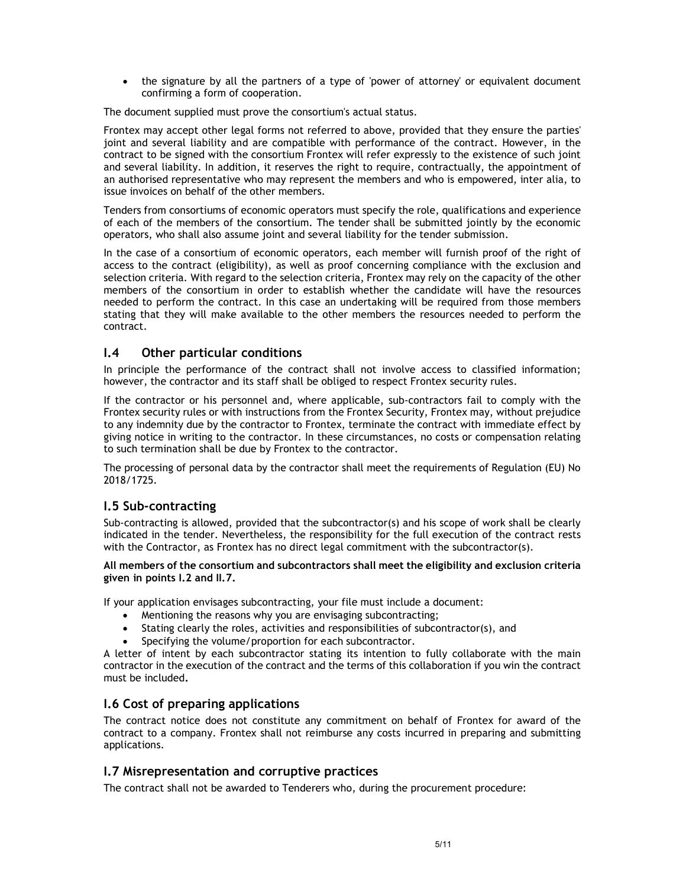- the signature by all the partners of a type of 'power of attorney' or equivalent document confirming a form of cooperation.

The document supplied must prove the consortium's actual status.

Frontex may accept other legal forms not referred to above, provided that they ensure the parties' joint and several liability and are compatible with performance of the contract. However, in the contract to be signed with the consortium Frontex will refer expressly to the existence of such joint and several liability. In addition, it reserves the right to require, contractually, the appointment of an authorised representative who may represent the members and who is empowered, inter alia, to issue invoices on behalf of the other members.

Tenders from consortiums of economic operators must specify the role, qualifications and experience of each of the members of the consortium. The tender shall be submitted jointly by the economic operators, who shall also assume joint and several liability for the tender submission.

In the case of a consortium of economic operators, each member will furnish proof of the right of access to the contract (eligibility), as well as proof concerning compliance with the exclusion and selection criteria. With regard to the selection criteria, Frontex may rely on the capacity of the other members of the consortium in order to establish whether the candidate will have the resources needed to perform the contract. In this case an undertaking will be required from those members stating that they will make available to the other members the resources needed to perform the contract.

## I.4 Other particular conditions

In principle the performance of the contract shall not involve access to classified information; however, the contractor and its staff shall be obliged to respect Frontex security rules.

If the contractor or his personnel and, where applicable, sub-contractors fail to comply with the Frontex security rules or with instructions from the Frontex Security, Frontex may, without prejudice to any indemnity due by the contractor to Frontex, terminate the contract with immediate effect by giving notice in writing to the contractor. In these circumstances, no costs or compensation relating to such termination shall be due by Frontex to the contractor.

The processing of personal data by the contractor shall meet the requirements of Regulation (EU) No 2018/1725.

## I.5 Sub-contracting

Sub-contracting is allowed, provided that the subcontractor(s) and his scope of work shall be clearly indicated in the tender. Nevertheless, the responsibility for the full execution of the contract rests with the Contractor, as Frontex has no direct legal commitment with the subcontractor(s).

**All members of the consortium and subcontractors shall meet the eligibility and exclusion criteria given in points I.2 and II.7.**

If your application envisages subcontracting, your file must include a document:

- Mentioning the reasons why you are envisaging subcontracting;
- Stating clearly the roles, activities and responsibilities of subcontractor(s), and
- Specifying the volume/proportion for each subcontractor.

A letter of intent by each subcontractor stating its intention to fully collaborate with the main contractor in the execution of the contract and the terms of this collaboration if you win the contract must be included.

## I.6 Cost of preparing applications

The contract notice does not constitute any commitment on behalf of Frontex for award of the contract to a company. Frontex shall not reimburse any costs incurred in preparing and submitting applications.

## I.7 Misrepresentation and corruptive practices

The contract shall not be awarded to Tenderers who, during the procurement procedure: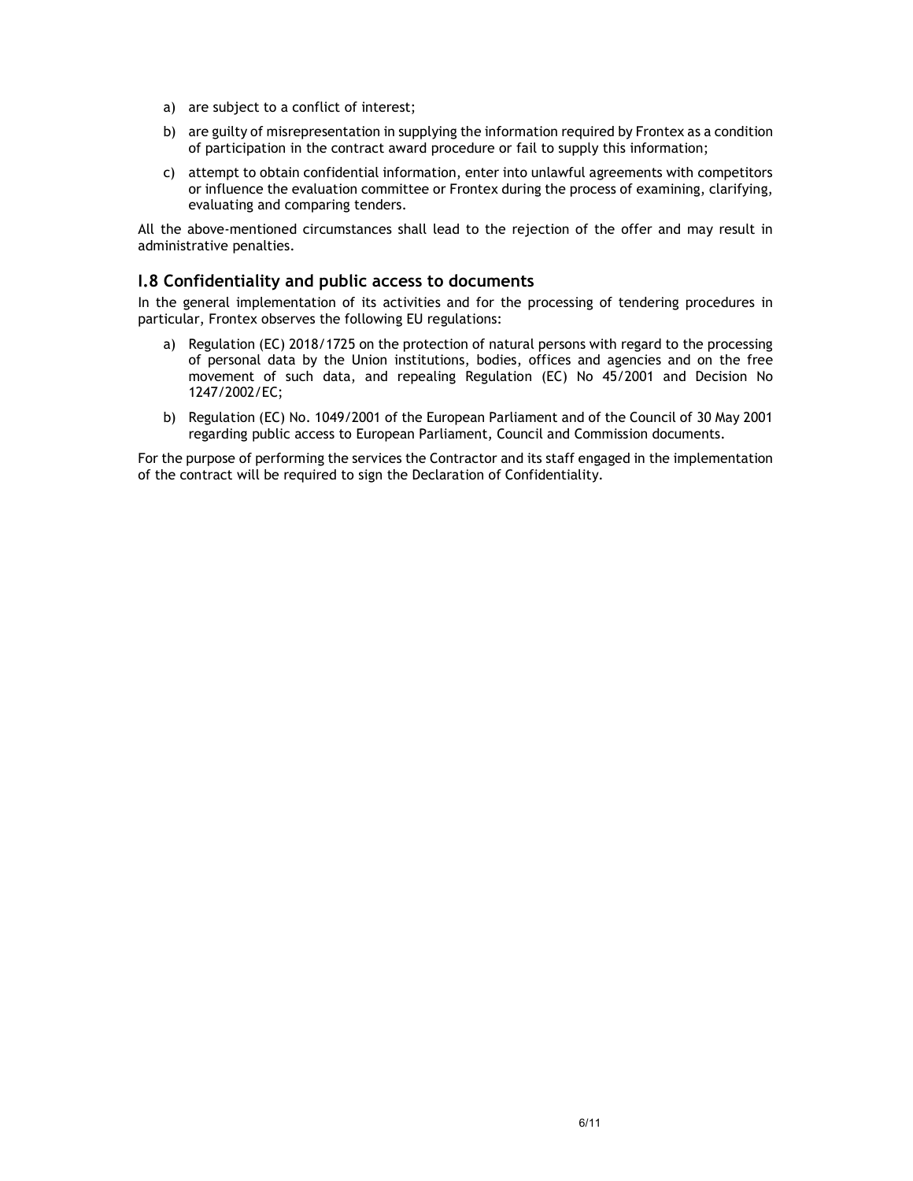a) are subject to a conflict of interest;

b) are guilty of misrepresentation in supplying the information required by Frontex as a condition of participation in the contract award procedure or fail to supply this information;

c) attempt to obtain confidential information, enter into unlawful agreements with competitors or influence the evaluation committee or Frontex during the process of examining, clarifying, evaluating and comparing tenders.

All the above-mentioned circumstances shall lead to the rejection of the offer and may result in administrative penalties.

## I.8 Confidentiality and public access to documents

In the general implementation of its activities and for the processing of tendering procedures in particular, Frontex observes the following EU regulations:

a) Regulation (EC) 2018/1725 on the protection of natural persons with regard to the processing of personal data by the Union institutions, bodies, offices and agencies and on the free movement of such data, and repealing Regulation (EC) No 45/2001 and Decision No 1247/2002/EC;

b) Regulation (EC) No. 1049/2001 of the European Parliament and of the Council of 30 May 2001 regarding public access to European Parliament, Council and Commission documents.

For the purpose of performing the services the Contractor and its staff engaged in the implementation of the contract will be required to sign the Declaration of Confidentiality.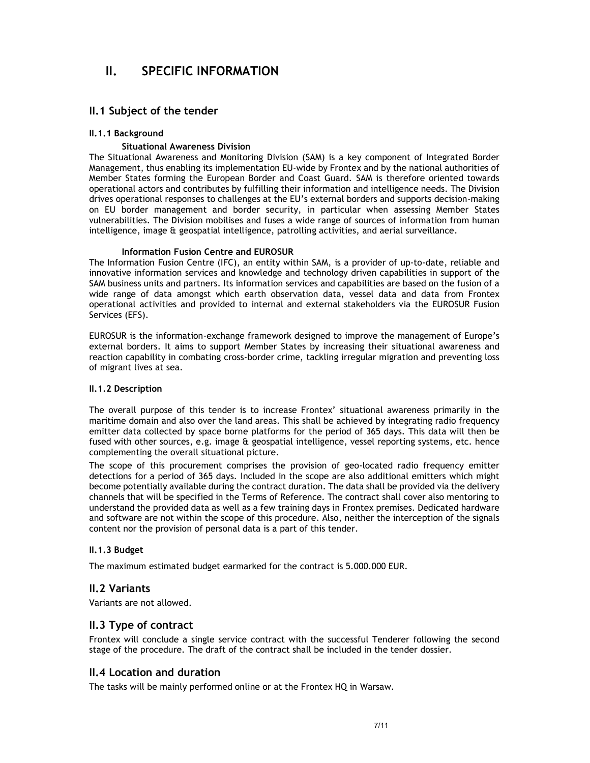# II. SPECIFIC INFORMATION

## II.1 Subject of the tender

### II.1.1 Background

**Situational Awareness Division**

The Situational Awareness and Monitoring Division (SAM) is a key component of Integrated Border Management, thus enabling its implementation EU-wide by Frontex and by the national authorities of Member States forming the European Border and Coast Guard. SAM is therefore oriented towards operational actors and contributes by fulfilling their information and intelligence needs. The Division drives operational responses to challenges at the EU's external borders and supports decision-making on EU border management and border security, in particular when assessing Member States vulnerabilities. The Division mobilises and fuses a wide range of sources of information from human intelligence, image & geospatial intelligence, patrolling activities, and aerial surveillance.

**Information Fusion Centre and EUROSUR**

The Information Fusion Centre (IFC), an entity within SAM, is a provider of up-to-date, reliable and innovative information services and knowledge and technology driven capabilities in support of the SAM business units and partners. Its information services and capabilities are based on the fusion of a wide range of data amongst which earth observation data, vessel data and data from Frontex operational activities and provided to internal and external stakeholders via the EUROSUR Fusion Services (EFS).

EUROSUR is the information-exchange framework designed to improve the management of Europe's external borders. It aims to support Member States by increasing their situational awareness and reaction capability in combating cross-border crime, tackling irregular migration and preventing loss of migrant lives at sea.

### II.1.2 Description

The overall purpose of this tender is to increase Frontex' situational awareness primarily in the maritime domain and also over the land areas. This shall be achieved by integrating radio frequency emitter data collected by space borne platforms for the period of 365 days. This data will then be fused with other sources, e.g. image & geospatial intelligence, vessel reporting systems, etc. hence complementing the overall situational picture.

The scope of this procurement comprises the provision of geo-located radio frequency emitter detections for a period of 365 days. Included in the scope are also additional emitters which might become potentially available during the contract duration. The data shall be provided via the delivery channels that will be specified in the Terms of Reference. The contract shall cover also mentoring to understand the provided data as well as a few training days in Frontex premises. Dedicated hardware and software are not within the scope of this procedure. Also, neither the interception of the signals content nor the provision of personal data is a part of this tender.

### II.1.3 Budget

The maximum estimated budget earmarked for the contract is 5.000.000 EUR.

## II.2 Variants

Variants are not allowed.

## II.3 Type of contract

Frontex will conclude a single service contract with the successful Tenderer following the second stage of the procedure. The draft of the contract shall be included in the tender dossier.

## II.4 Location and duration

The tasks will be mainly performed online or at the Frontex HQ in Warsaw.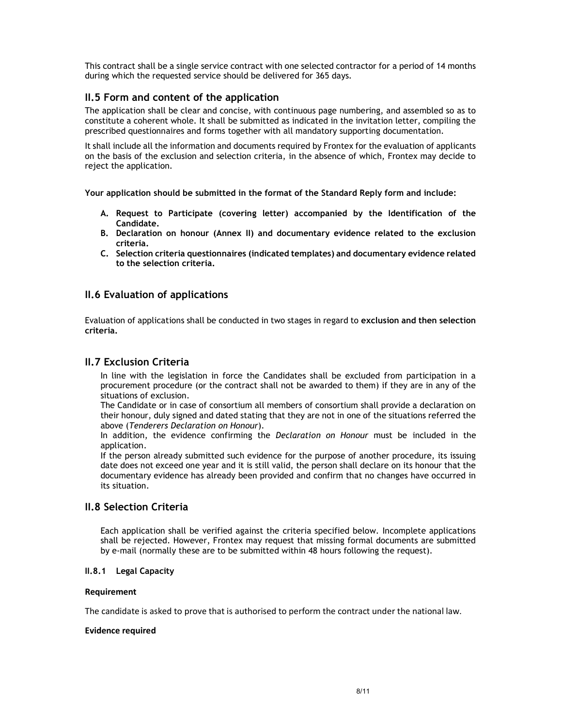This contract shall be a single service contract with one selected contractor for a period of 14 months during which the requested service should be delivered for 365 days.

## II.5 Form and content of the application

The application shall be clear and concise, with continuous page numbering, and assembled so as to constitute a coherent whole. It shall be submitted as indicated in the invitation letter, compiling the prescribed questionnaires and forms together with all mandatory supporting documentation.

It shall include all the information and documents required by Frontex for the evaluation of applicants on the basis of the exclusion and selection criteria, in the absence of which, Frontex may decide to reject the application.

**Your application should be submitted in the format of the Standard Reply form and include:**

A. **Request to Participate (covering letter) accompanied by the Identification of the Candidate.**
B. **Declaration on honour (Annex II) and documentary evidence related to the exclusion criteria.**
C. **Selection criteria questionnaires (indicated templates) and documentary evidence related to the selection criteria.**

## II.6 Evaluation of applications

Evaluation of applications shall be conducted in two stages in regard to **exclusion and then selection criteria.**

## II.7 Exclusion Criteria

In line with the legislation in force the Candidates shall be excluded from participation in a procurement procedure (or the contract shall not be awarded to them) if they are in any of the situations of exclusion.

The Candidate or in case of consortium all members of consortium shall provide a declaration on their honour, duly signed and dated stating that they are not in one of the situations referred the above (*Tenderers Declaration on Honour*).

In addition, the evidence confirming the *Declaration on Honour* must be included in the application.

If the person already submitted such evidence for the purpose of another procedure, its issuing date does not exceed one year and it is still valid, the person shall declare on its honour that the documentary evidence has already been provided and confirm that no changes have occurred in its situation.

## II.8 Selection Criteria

Each application shall be verified against the criteria specified below. Incomplete applications shall be rejected. However, Frontex may request that missing formal documents are submitted by e-mail (normally these are to be submitted within 48 hours following the request).

### II.8.1 Legal Capacity

**Requirement**

The candidate is asked to prove that is authorised to perform the contract under the national law.

**Evidence required**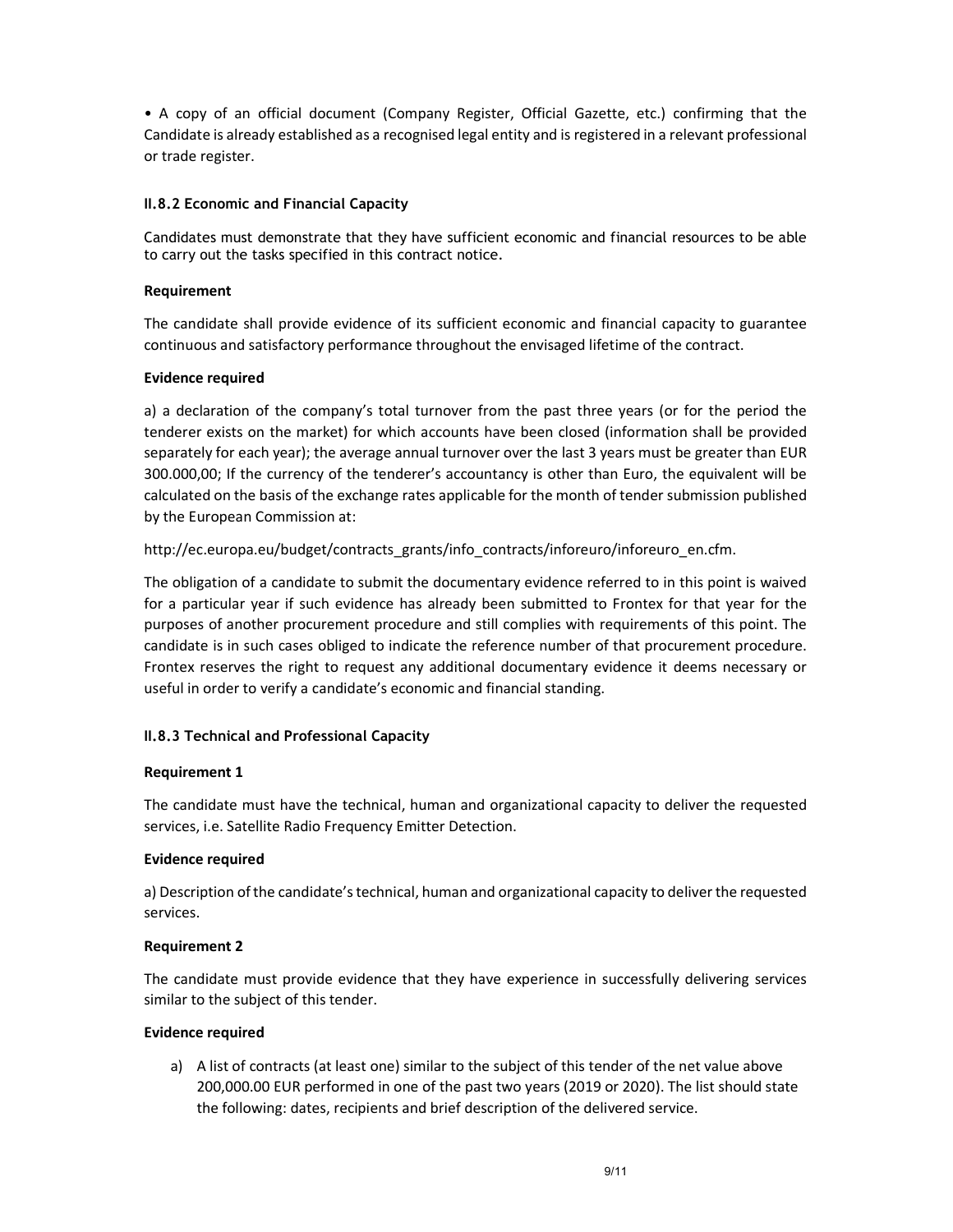• A copy of an official document (Company Register, Official Gazette, etc.) confirming that the Candidate is already established as a recognised legal entity and is registered in a relevant professional or trade register.

### II.8.2 Economic and Financial Capacity

Candidates must demonstrate that they have sufficient economic and financial resources to be able to carry out the tasks specified in this contract notice.

**Requirement**

The candidate shall provide evidence of its sufficient economic and financial capacity to guarantee continuous and satisfactory performance throughout the envisaged lifetime of the contract.

**Evidence required**

a) a declaration of the company's total turnover from the past three years (or for the period the tenderer exists on the market) for which accounts have been closed (information shall be provided separately for each year); the average annual turnover over the last 3 years must be greater than EUR 300.000,00; If the currency of the tenderer's accountancy is other than Euro, the equivalent will be calculated on the basis of the exchange rates applicable for the month of tender submission published by the European Commission at:

http://ec.europa.eu/budget/contracts_grants/info_contracts/inforeuro/inforeuro_en.cfm.

The obligation of a candidate to submit the documentary evidence referred to in this point is waived for a particular year if such evidence has already been submitted to Frontex for that year for the purposes of another procurement procedure and still complies with requirements of this point. The candidate is in such cases obliged to indicate the reference number of that procurement procedure. Frontex reserves the right to request any additional documentary evidence it deems necessary or useful in order to verify a candidate's economic and financial standing.

### II.8.3 Technical and Professional Capacity

**Requirement 1**

The candidate must have the technical, human and organizational capacity to deliver the requested services, i.e. Satellite Radio Frequency Emitter Detection.

**Evidence required**

a) Description of the candidate's technical, human and organizational capacity to deliver the requested services.

**Requirement 2**

The candidate must provide evidence that they have experience in successfully delivering services similar to the subject of this tender.

**Evidence required**

a) A list of contracts (at least one) similar to the subject of this tender of the net value above 200,000.00 EUR performed in one of the past two years (2019 or 2020). The list should state the following: dates, recipients and brief description of the delivered service.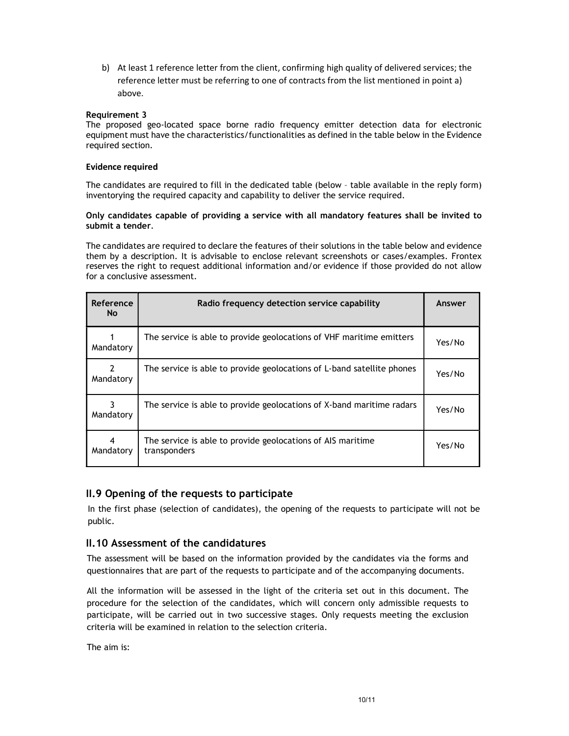b) At least 1 reference letter from the client, confirming high quality of delivered services; the reference letter must be referring to one of contracts from the list mentioned in point a) above.

**Requirement 3**

The proposed geo-located space borne radio frequency emitter detection data for electronic equipment must have the characteristics/functionalities as defined in the table below in the Evidence required section.

**Evidence required**

The candidates are required to fill in the dedicated table (below – table available in the reply form) inventorying the required capacity and capability to deliver the service required.

**Only candidates capable of providing a service with all mandatory features shall be invited to submit a tender.**

The candidates are required to declare the features of their solutions in the table below and evidence them by a description. It is advisable to enclose relevant screenshots or cases/examples. Frontex reserves the right to request additional information and/or evidence if those provided do not allow for a conclusive assessment.

| Reference No | Radio frequency detection service capability | Answer |
|---|---|---|
| 1 Mandatory | The service is able to provide geolocations of VHF maritime emitters | Yes/No |
| 2 Mandatory | The service is able to provide geolocations of L-band satellite phones | Yes/No |
| 3 Mandatory | The service is able to provide geolocations of X-band maritime radars | Yes/No |
| 4 Mandatory | The service is able to provide geolocations of AIS maritime transponders | Yes/No |

## II.9 Opening of the requests to participate

In the first phase (selection of candidates), the opening of the requests to participate will not be public.

## II.10 Assessment of the candidatures

The assessment will be based on the information provided by the candidates via the forms and questionnaires that are part of the requests to participate and of the accompanying documents.

All the information will be assessed in the light of the criteria set out in this document. The procedure for the selection of the candidates, which will concern only admissible requests to participate, will be carried out in two successive stages. Only requests meeting the exclusion criteria will be examined in relation to the selection criteria.

The aim is: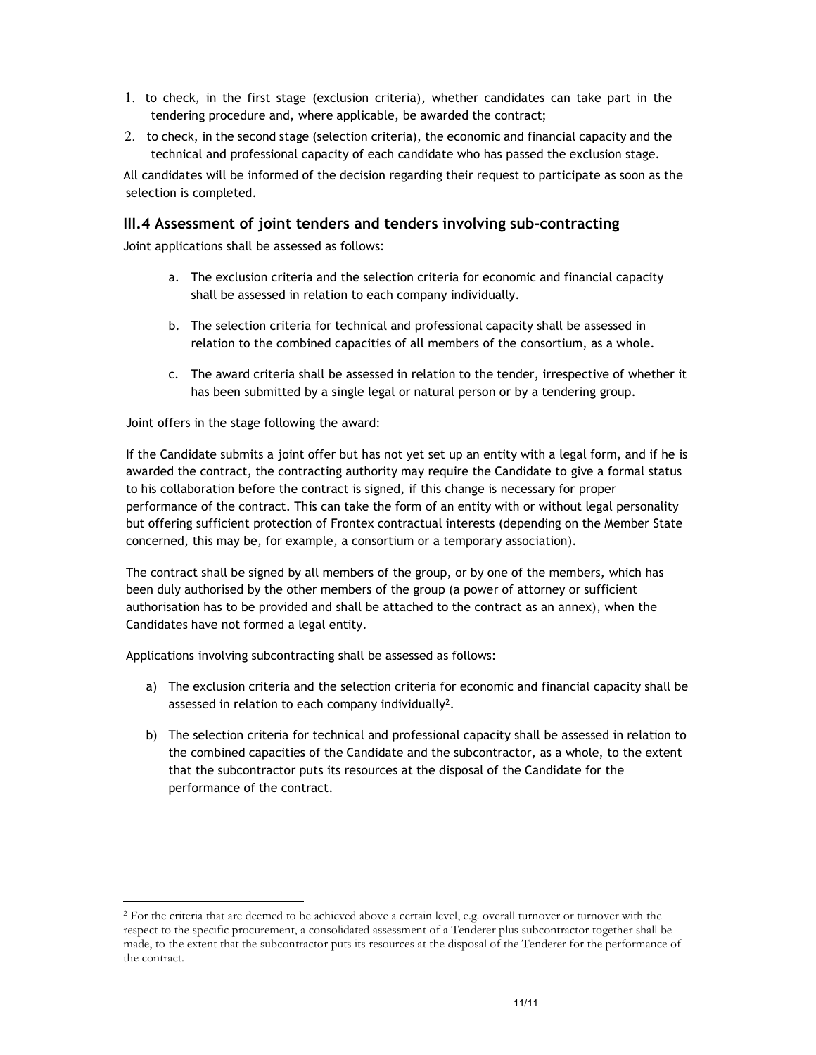1. to check, in the first stage (exclusion criteria), whether candidates can take part in the tendering procedure and, where applicable, be awarded the contract;
2. to check, in the second stage (selection criteria), the economic and financial capacity and the technical and professional capacity of each candidate who has passed the exclusion stage.

All candidates will be informed of the decision regarding their request to participate as soon as the selection is completed.

## III.4 Assessment of joint tenders and tenders involving sub-contracting

Joint applications shall be assessed as follows:

a. The exclusion criteria and the selection criteria for economic and financial capacity shall be assessed in relation to each company individually.

b. The selection criteria for technical and professional capacity shall be assessed in relation to the combined capacities of all members of the consortium, as a whole.

c. The award criteria shall be assessed in relation to the tender, irrespective of whether it has been submitted by a single legal or natural person or by a tendering group.

Joint offers in the stage following the award:

If the Candidate submits a joint offer but has not yet set up an entity with a legal form, and if he is awarded the contract, the contracting authority may require the Candidate to give a formal status to his collaboration before the contract is signed, if this change is necessary for proper performance of the contract. This can take the form of an entity with or without legal personality but offering sufficient protection of Frontex contractual interests (depending on the Member State concerned, this may be, for example, a consortium or a temporary association).

The contract shall be signed by all members of the group, or by one of the members, which has been duly authorised by the other members of the group (a power of attorney or sufficient authorisation has to be provided and shall be attached to the contract as an annex), when the Candidates have not formed a legal entity.

Applications involving subcontracting shall be assessed as follows:

a) The exclusion criteria and the selection criteria for economic and financial capacity shall be assessed in relation to each company individually[2].

b) The selection criteria for technical and professional capacity shall be assessed in relation to the combined capacities of the Candidate and the subcontractor, as a whole, to the extent that the subcontractor puts its resources at the disposal of the Candidate for the performance of the contract.

---

[2] For the criteria that are deemed to be achieved above a certain level, e.g. overall turnover or turnover with the respect to the specific procurement, a consolidated assessment of a Tenderer plus subcontractor together shall be made, to the extent that the subcontractor puts its resources at the disposal of the Tenderer for the performance of the contract.